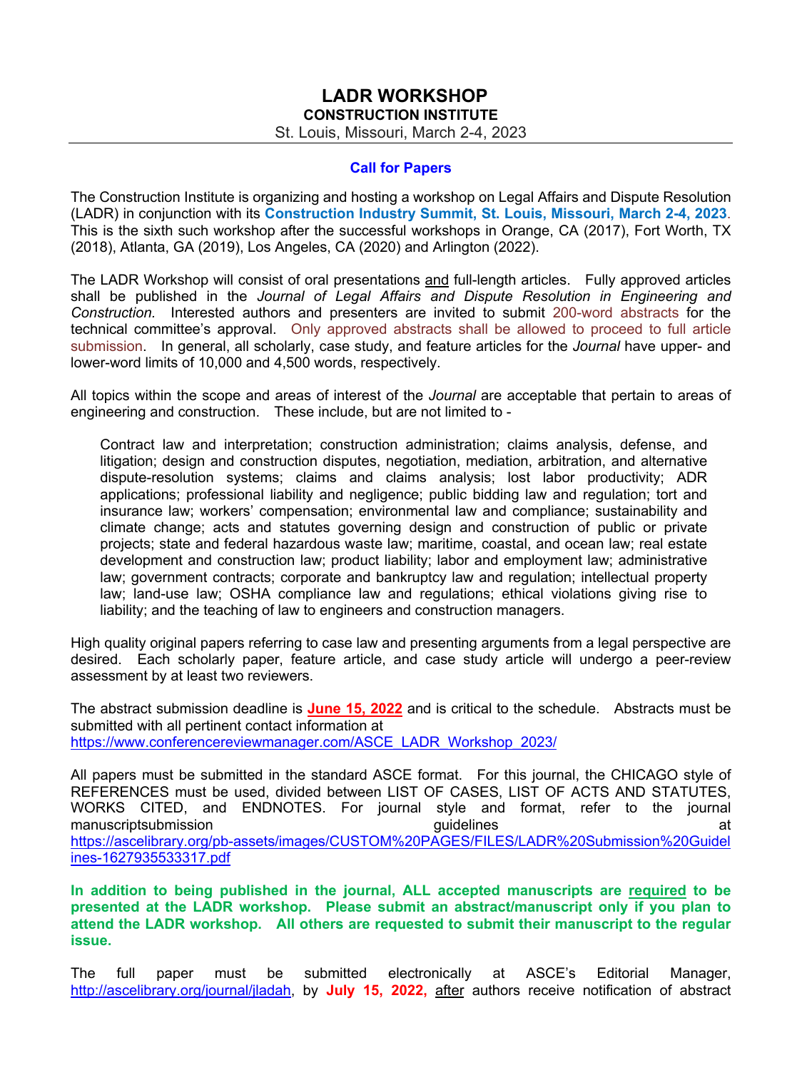# LADR WORKSHOP

## CONSTRUCTION INSTITUTE

St. Louis, Missouri, March 2-4, 2023

### Call for Papers

The Construction Institute is organizing and hosting a workshop on Legal Affairs and Dispute Resolution (LADR) in conjunction with its **Construction Industry Summit, St. Louis, Missouri, March 2-4, 2023**. This is the sixth such workshop after the successful workshops in Orange, CA (2017), Fort Worth, TX (2018), Atlanta, GA (2019), Los Angeles, CA (2020) and Arlington (2022).

The LADR Workshop will consist of oral presentations and full-length articles. Fully approved articles shall be published in the *Journal of Legal Affairs and Dispute Resolution in Engineering and Construction.* Interested authors and presenters are invited to submit 200-word abstracts for the technical committee's approval. Only approved abstracts shall be allowed to proceed to full article submission. In general, all scholarly, case study, and feature articles for the *Journal* have upper- and lower-word limits of 10,000 and 4,500 words, respectively.

All topics within the scope and areas of interest of the *Journal* are acceptable that pertain to areas of engineering and construction. These include, but are not limited to -

> Contract law and interpretation; construction administration; claims analysis, defense, and litigation; design and construction disputes, negotiation, mediation, arbitration, and alternative dispute-resolution systems; claims and claims analysis; lost labor productivity; ADR applications; professional liability and negligence; public bidding law and regulation; tort and insurance law; workers' compensation; environmental law and compliance; sustainability and climate change; acts and statutes governing design and construction of public or private projects; state and federal hazardous waste law; maritime, coastal, and ocean law; real estate development and construction law; product liability; labor and employment law; administrative law; government contracts; corporate and bankruptcy law and regulation; intellectual property law; land-use law; OSHA compliance law and regulations; ethical violations giving rise to liability; and the teaching of law to engineers and construction managers.

High quality original papers referring to case law and presenting arguments from a legal perspective are desired. Each scholarly paper, feature article, and case study article will undergo a peer-review assessment by at least two reviewers.

The abstract submission deadline is **June 15, 2022** and is critical to the schedule. Abstracts must be submitted with all pertinent contact information at
https://www.conferencereviewmanager.com/ASCE_LADR_Workshop_2023/

All papers must be submitted in the standard ASCE format. For this journal, the CHICAGO style of REFERENCES must be used, divided between LIST OF CASES, LIST OF ACTS AND STATUTES, WORKS CITED, and ENDNOTES. For journal style and format, refer to the journal manuscriptsubmission guidelines at https://ascelibrary.org/pb-assets/images/CUSTOM%20PAGES/FILES/LADR%20Submission%20Guidelines-1627935533317.pdf

**In addition to being published in the journal, ALL accepted manuscripts are required to be presented at the LADR workshop. Please submit an abstract/manuscript only if you plan to attend the LADR workshop. All others are requested to submit their manuscript to the regular issue.**

The full paper must be submitted electronically at ASCE's Editorial Manager, http://ascelibrary.org/journal/jladah, by **July 15, 2022,** after authors receive notification of abstract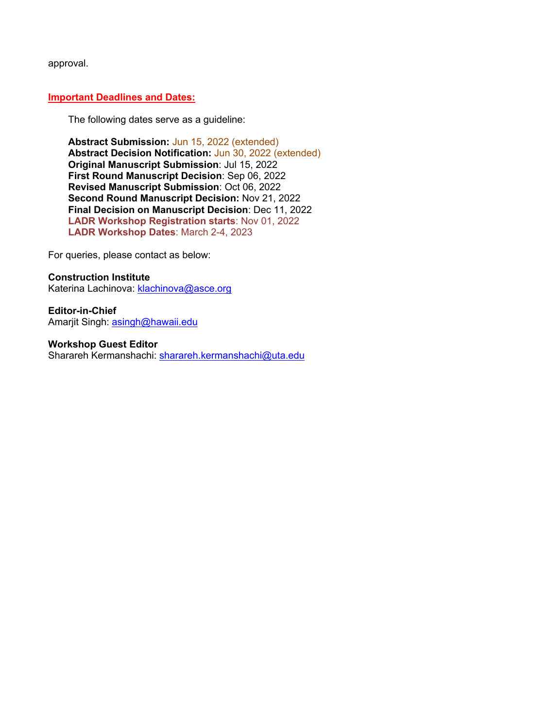approval.

**Important Deadlines and Dates:**

The following dates serve as a guideline:

**Abstract Submission:** Jun 15, 2022 (extended)
**Abstract Decision Notification:** Jun 30, 2022 (extended)
**Original Manuscript Submission**: Jul 15, 2022
**First Round Manuscript Decision**: Sep 06, 2022
**Revised Manuscript Submission**: Oct 06, 2022
**Second Round Manuscript Decision:** Nov 21, 2022
**Final Decision on Manuscript Decision**: Dec 11, 2022
**LADR Workshop Registration starts**: Nov 01, 2022
**LADR Workshop Dates**: March 2-4, 2023

For queries, please contact as below:

**Construction Institute**
Katerina Lachinova: klachinova@asce.org

**Editor-in-Chief**
Amarjit Singh: asingh@hawaii.edu

**Workshop Guest Editor**
Sharareh Kermanshachi: sharareh.kermanshachi@uta.edu